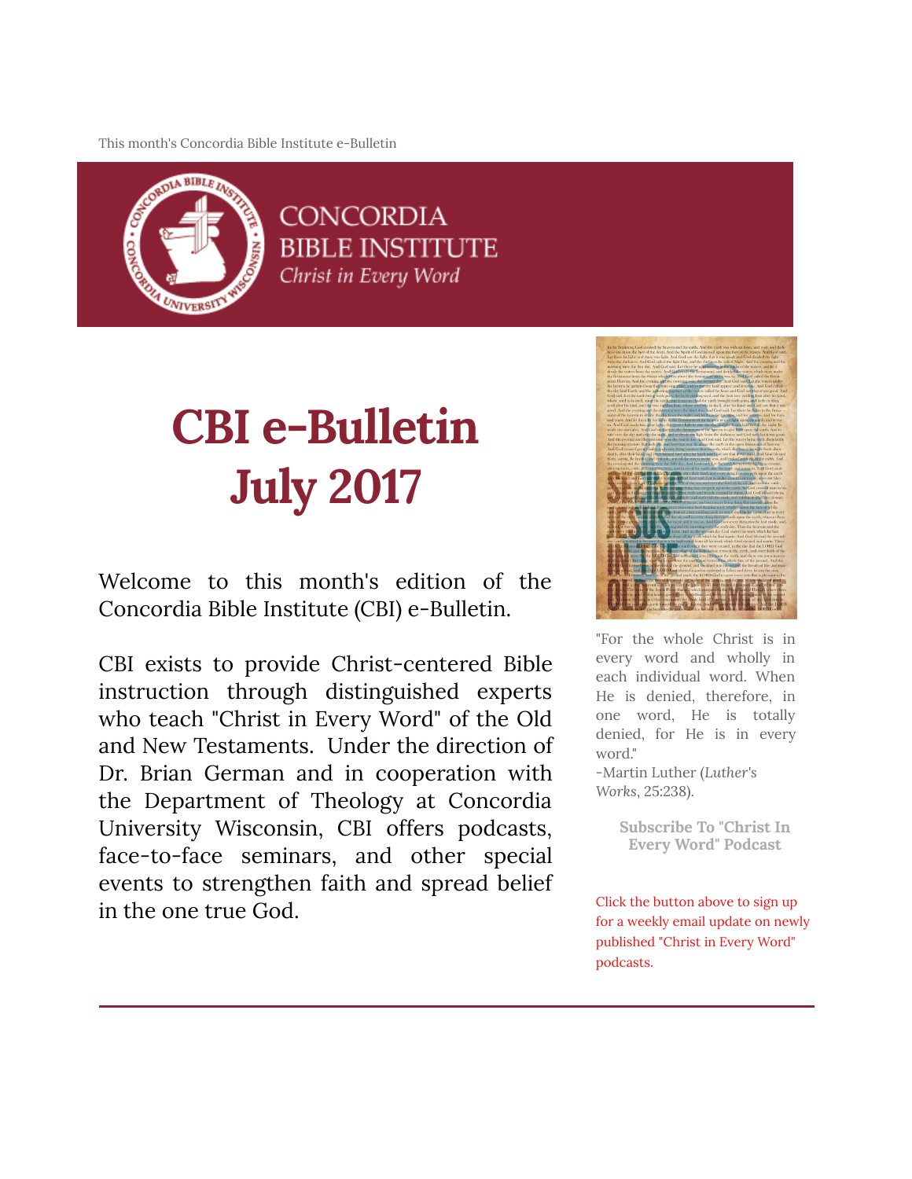This month's Concordia Bible Institute e-Bulletin

CONCORDIA BIBLE INSTITUTE
*Christ in Every Word*

# CBI e-Bulletin
# July 2017

Welcome to this month's edition of the Concordia Bible Institute (CBI) e-Bulletin.

CBI exists to provide Christ-centered Bible instruction through distinguished experts who teach "Christ in Every Word" of the Old and New Testaments. Under the direction of Dr. Brian German and in cooperation with the Department of Theology at Concordia University Wisconsin, CBI offers podcasts, face-to-face seminars, and other special events to strengthen faith and spread belief in the one true God.

"For the whole Christ is in every word and wholly in each individual word. When He is denied, therefore, in one word, He is totally denied, for He is in every word."
-Martin Luther (*Luther's Works*, 25:238).

**Subscribe To "Christ In Every Word" Podcast**

Click the button above to sign up for a weekly email update on newly published "Christ in Every Word" podcasts.

---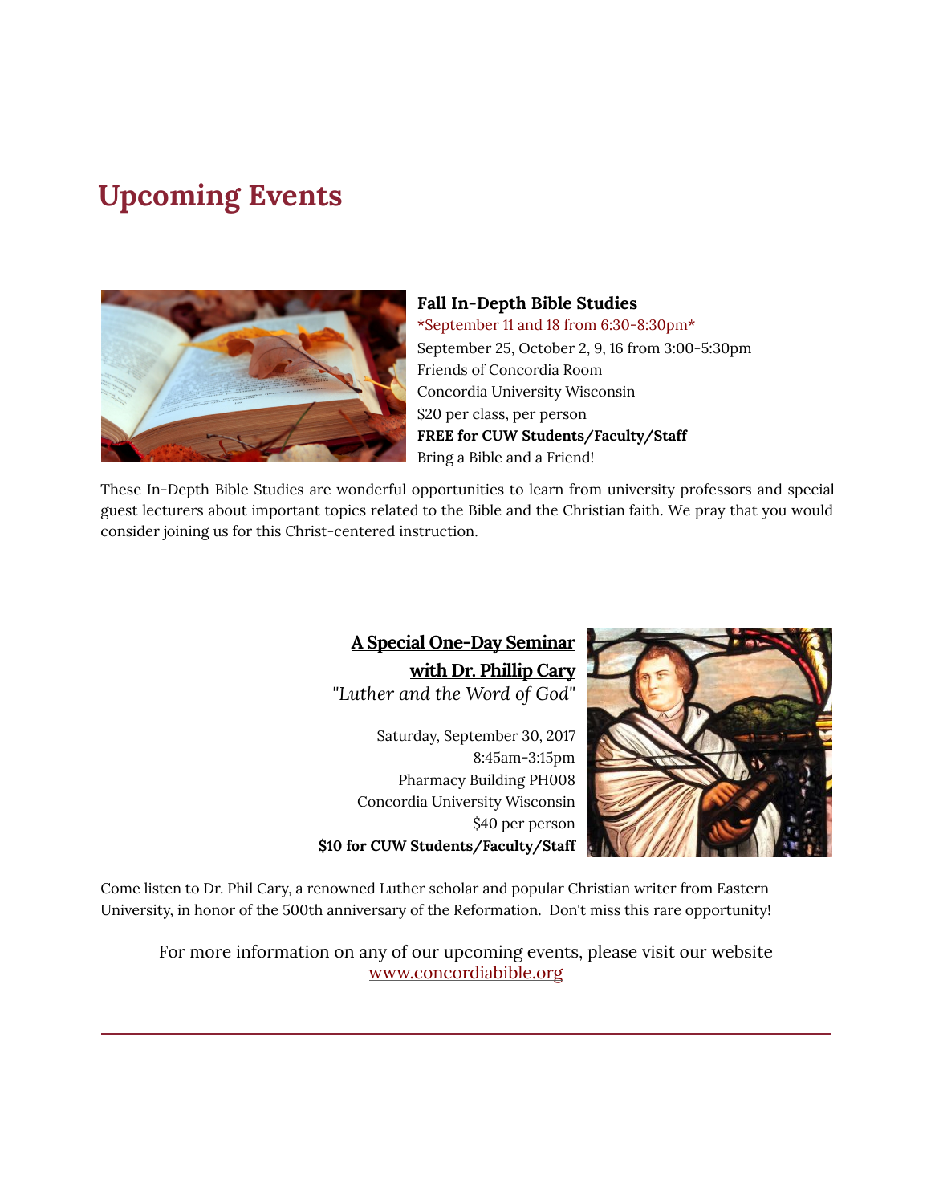# Upcoming Events

### Fall In-Depth Bible Studies

*September 11 and 18 from 6:30-8:30pm*

September 25, October 2, 9, 16 from 3:00-5:30pm
Friends of Concordia Room
Concordia University Wisconsin
$20 per class, per person
**FREE for CUW Students/Faculty/Staff**
Bring a Bible and a Friend!

These In-Depth Bible Studies are wonderful opportunities to learn from university professors and special guest lecturers about important topics related to the Bible and the Christian faith. We pray that you would consider joining us for this Christ-centered instruction.

### A Special One-Day Seminar with Dr. Phillip Cary

*"Luther and the Word of God"*

Saturday, September 30, 2017
8:45am-3:15pm
Pharmacy Building PH008
Concordia University Wisconsin
$40 per person
**$10 for CUW Students/Faculty/Staff**

Come listen to Dr. Phil Cary, a renowned Luther scholar and popular Christian writer from Eastern University, in honor of the 500th anniversary of the Reformation. Don't miss this rare opportunity!

For more information on any of our upcoming events, please visit our website [www.concordiabible.org](http://www.concordiabible.org)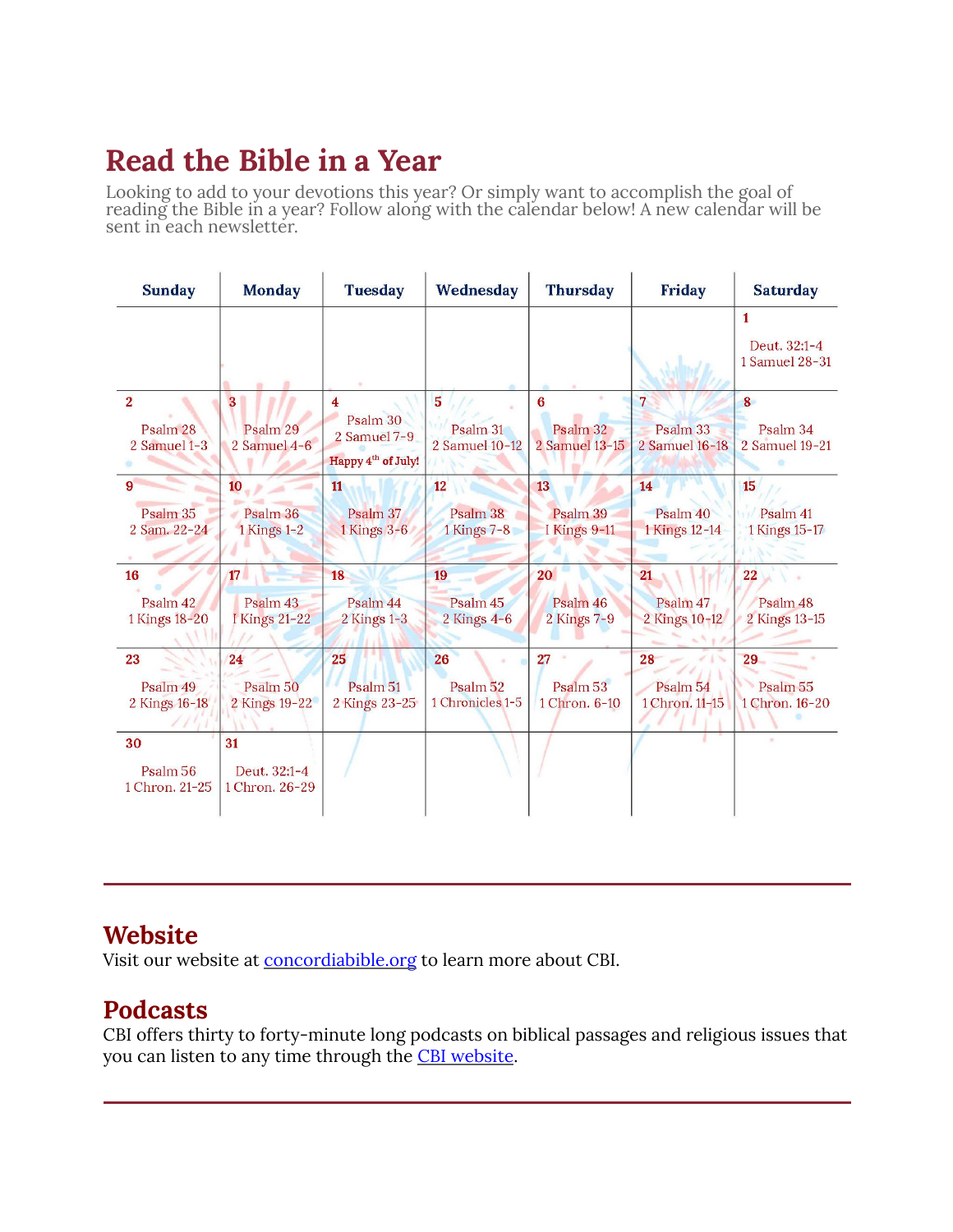# Read the Bible in a Year

Looking to add to your devotions this year? Or simply want to accomplish the goal of reading the Bible in a year? Follow along with the calendar below! A new calendar will be sent in each newsletter.

| Sunday | Monday | Tuesday | Wednesday | Thursday | Friday | Saturday |
|---|---|---|---|---|---|---|
| | | | | | | 1 Deut. 32:1-4 1 Samuel 28-31 |
| 2 Psalm 28 2 Samuel 1-3 | 3 Psalm 29 2 Samuel 4-6 | 4 Psalm 30 2 Samuel 7-9 Happy 4th of July! | 5 Psalm 31 2 Samuel 10-12 | 6 Psalm 32 2 Samuel 13-15 | 7 Psalm 33 2 Samuel 16-18 | 8 Psalm 34 2 Samuel 19-21 |
| 9 Psalm 35 2 Sam. 22-24 | 10 Psalm 36 1 Kings 1-2 | 11 Psalm 37 1 Kings 3-6 | 12 Psalm 38 1 Kings 7-8 | 13 Psalm 39 1 Kings 9-11 | 14 Psalm 40 1 Kings 12-14 | 15 Psalm 41 1 Kings 15-17 |
| 16 Psalm 42 1 Kings 18-20 | 17 Psalm 43 1 Kings 21-22 | 18 Psalm 44 2 Kings 1-3 | 19 Psalm 45 2 Kings 4-6 | 20 Psalm 46 2 Kings 7-9 | 21 Psalm 47 2 Kings 10-12 | 22 Psalm 48 2 Kings 13-15 |
| 23 Psalm 49 2 Kings 16-18 | 24 Psalm 50 2 Kings 19-22 | 25 Psalm 51 2 Kings 23-25 | 26 Psalm 52 1 Chronicles 1-5 | 27 Psalm 53 1 Chron. 6-10 | 28 Psalm 54 1 Chron. 11-15 | 29 Psalm 55 1 Chron. 16-20 |
| 30 Psalm 56 1 Chron. 21-25 | 31 Deut. 32:1-4 1 Chron. 26-29 | | | | | |

---

## Website

Visit our website at concordiabible.org to learn more about CBI.

## Podcasts

CBI offers thirty to forty-minute long podcasts on biblical passages and religious issues that you can listen to any time through the CBI website.

---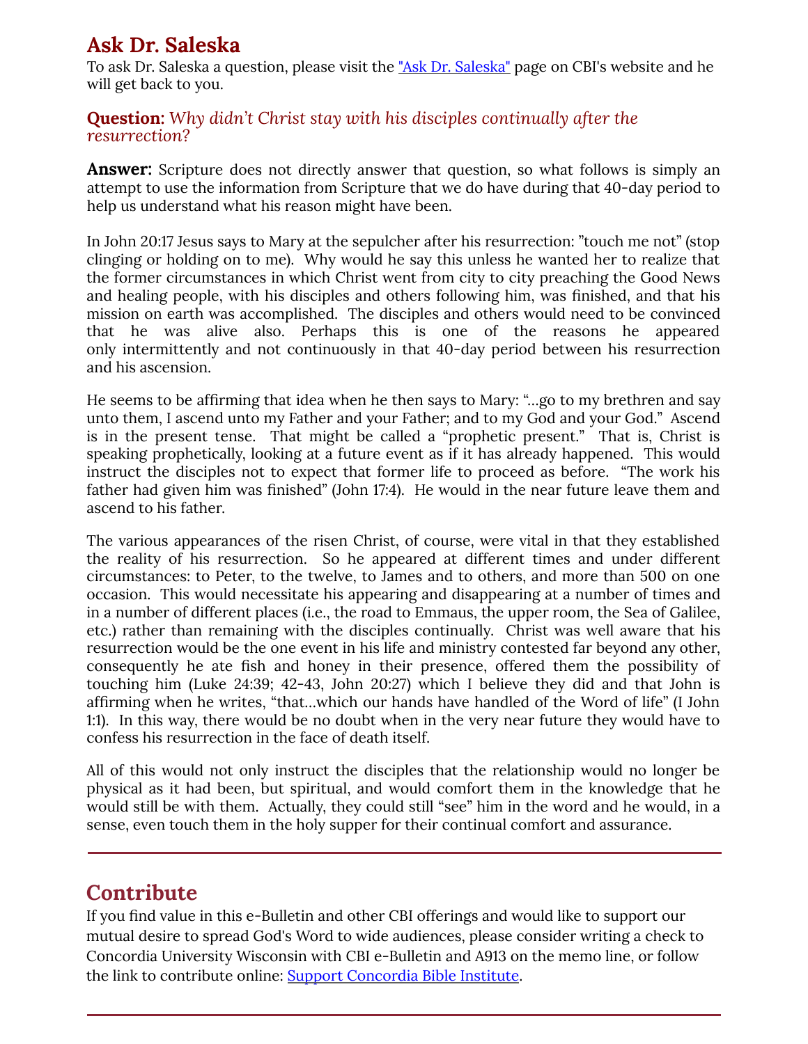## Ask Dr. Saleska

To ask Dr. Saleska a question, please visit the "Ask Dr. Saleska" page on CBI's website and he will get back to you.

### **Question:** *Why didn't Christ stay with his disciples continually after the resurrection?*

**Answer:** Scripture does not directly answer that question, so what follows is simply an attempt to use the information from Scripture that we do have during that 40-day period to help us understand what his reason might have been.

In John 20:17 Jesus says to Mary at the sepulcher after his resurrection: "touch me not" (stop clinging or holding on to me). Why would he say this unless he wanted her to realize that the former circumstances in which Christ went from city to city preaching the Good News and healing people, with his disciples and others following him, was finished, and that his mission on earth was accomplished. The disciples and others would need to be convinced that he was alive also. Perhaps this is one of the reasons he appeared only intermittently and not continuously in that 40-day period between his resurrection and his ascension.

He seems to be affirming that idea when he then says to Mary: "...go to my brethren and say unto them, I ascend unto my Father and your Father; and to my God and your God." Ascend is in the present tense. That might be called a "prophetic present." That is, Christ is speaking prophetically, looking at a future event as if it has already happened. This would instruct the disciples not to expect that former life to proceed as before. "The work his father had given him was finished" (John 17:4). He would in the near future leave them and ascend to his father.

The various appearances of the risen Christ, of course, were vital in that they established the reality of his resurrection. So he appeared at different times and under different circumstances: to Peter, to the twelve, to James and to others, and more than 500 on one occasion. This would necessitate his appearing and disappearing at a number of times and in a number of different places (i.e., the road to Emmaus, the upper room, the Sea of Galilee, etc.) rather than remaining with the disciples continually. Christ was well aware that his resurrection would be the one event in his life and ministry contested far beyond any other, consequently he ate fish and honey in their presence, offered them the possibility of touching him (Luke 24:39; 42-43, John 20:27) which I believe they did and that John is affirming when he writes, "that...which our hands have handled of the Word of life" (I John 1:1). In this way, there would be no doubt when in the very near future they would have to confess his resurrection in the face of death itself.

All of this would not only instruct the disciples that the relationship would no longer be physical as it had been, but spiritual, and would comfort them in the knowledge that he would still be with them. Actually, they could still "see" him in the word and he would, in a sense, even touch them in the holy supper for their continual comfort and assurance.

---

## Contribute

If you find value in this e-Bulletin and other CBI offerings and would like to support our mutual desire to spread God's Word to wide audiences, please consider writing a check to Concordia University Wisconsin with CBI e-Bulletin and A913 on the memo line, or follow the link to contribute online: Support Concordia Bible Institute.

---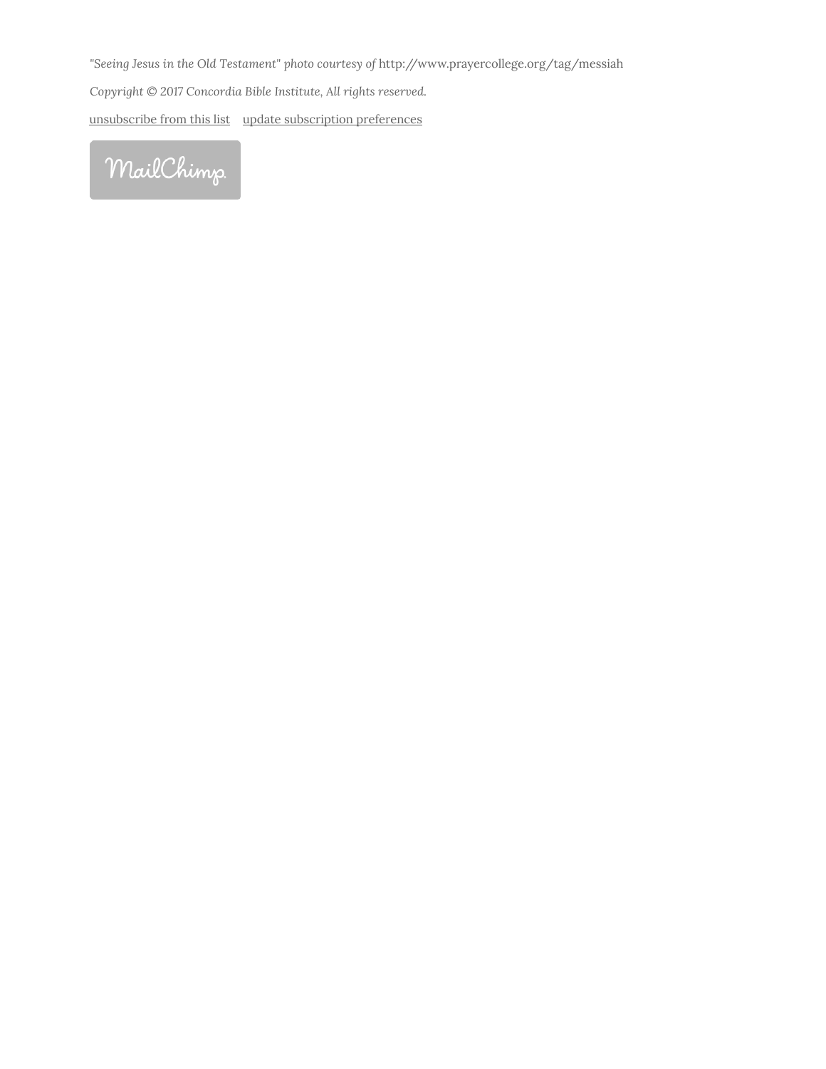*"Seeing Jesus in the Old Testament" photo courtesy of* http://www.prayercollege.org/tag/messiah

*Copyright © 2017 Concordia Bible Institute, All rights reserved.*

unsubscribe from this list    update subscription preferences

MailChimp.